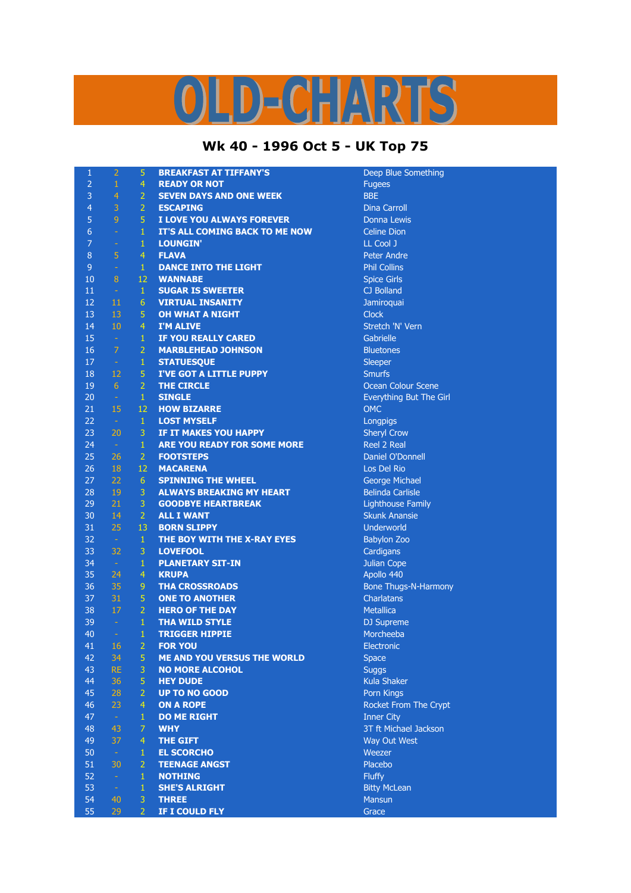# OLD-CHARTS

## Wk 40 - 1996 Oct 5 - UK Top 75

| | | | | |
|---|---|---|---|---|
| 1 | 2 | 5 | BREAKFAST AT TIFFANY'S | Deep Blue Something |
| 2 | 1 | 4 | READY OR NOT | Fugees |
| 3 | 4 | 2 | SEVEN DAYS AND ONE WEEK | BBE |
| 4 | 3 | 2 | ESCAPING | Dina Carroll |
| 5 | 9 | 5 | I LOVE YOU ALWAYS FOREVER | Donna Lewis |
| 6 | - | 1 | IT'S ALL COMING BACK TO ME NOW | Celine Dion |
| 7 | - | 1 | LOUNGIN' | LL Cool J |
| 8 | 5 | 4 | FLAVA | Peter Andre |
| 9 | - | 1 | DANCE INTO THE LIGHT | Phil Collins |
| 10 | 8 | 12 | WANNABE | Spice Girls |
| 11 | - | 1 | SUGAR IS SWEETER | CJ Bolland |
| 12 | 11 | 6 | VIRTUAL INSANITY | Jamiroquai |
| 13 | 13 | 5 | OH WHAT A NIGHT | Clock |
| 14 | 10 | 4 | I'M ALIVE | Stretch 'N' Vern |
| 15 | - | 1 | IF YOU REALLY CARED | Gabrielle |
| 16 | 7 | 2 | MARBLEHEAD JOHNSON | Bluetones |
| 17 | - | 1 | STATUESQUE | Sleeper |
| 18 | 12 | 5 | I'VE GOT A LITTLE PUPPY | Smurfs |
| 19 | 6 | 2 | THE CIRCLE | Ocean Colour Scene |
| 20 | - | 1 | SINGLE | Everything But The Girl |
| 21 | 15 | 12 | HOW BIZARRE | OMC |
| 22 | - | 1 | LOST MYSELF | Longpigs |
| 23 | 20 | 3 | IF IT MAKES YOU HAPPY | Sheryl Crow |
| 24 | - | 1 | ARE YOU READY FOR SOME MORE | Reel 2 Real |
| 25 | 26 | 2 | FOOTSTEPS | Daniel O'Donnell |
| 26 | 18 | 12 | MACARENA | Los Del Rio |
| 27 | 22 | 6 | SPINNING THE WHEEL | George Michael |
| 28 | 19 | 3 | ALWAYS BREAKING MY HEART | Belinda Carlisle |
| 29 | 21 | 3 | GOODBYE HEARTBREAK | Lighthouse Family |
| 30 | 14 | 2 | ALL I WANT | Skunk Anansie |
| 31 | 25 | 13 | BORN SLIPPY | Underworld |
| 32 | - | 1 | THE BOY WITH THE X-RAY EYES | Babylon Zoo |
| 33 | 32 | 3 | LOVEFOOL | Cardigans |
| 34 | - | 1 | PLANETARY SIT-IN | Julian Cope |
| 35 | 24 | 4 | KRUPA | Apollo 440 |
| 36 | 35 | 9 | THA CROSSROADS | Bone Thugs-N-Harmony |
| 37 | 31 | 5 | ONE TO ANOTHER | Charlatans |
| 38 | 17 | 2 | HERO OF THE DAY | Metallica |
| 39 | - | 1 | THA WILD STYLE | DJ Supreme |
| 40 | - | 1 | TRIGGER HIPPIE | Morcheeba |
| 41 | 16 | 2 | FOR YOU | Electronic |
| 42 | 34 | 5 | ME AND YOU VERSUS THE WORLD | Space |
| 43 | RE | 3 | NO MORE ALCOHOL | Suggs |
| 44 | 36 | 5 | HEY DUDE | Kula Shaker |
| 45 | 28 | 2 | UP TO NO GOOD | Porn Kings |
| 46 | 23 | 4 | ON A ROPE | Rocket From The Crypt |
| 47 | - | 1 | DO ME RIGHT | Inner City |
| 48 | 43 | 7 | WHY | 3T ft Michael Jackson |
| 49 | 37 | 4 | THE GIFT | Way Out West |
| 50 | - | 1 | EL SCORCHO | Weezer |
| 51 | 30 | 2 | TEENAGE ANGST | Placebo |
| 52 | - | 1 | NOTHING | Fluffy |
| 53 | - | 1 | SHE'S ALRIGHT | Bitty McLean |
| 54 | 40 | 3 | THREE | Mansun |
| 55 | 29 | 2 | IF I COULD FLY | Grace |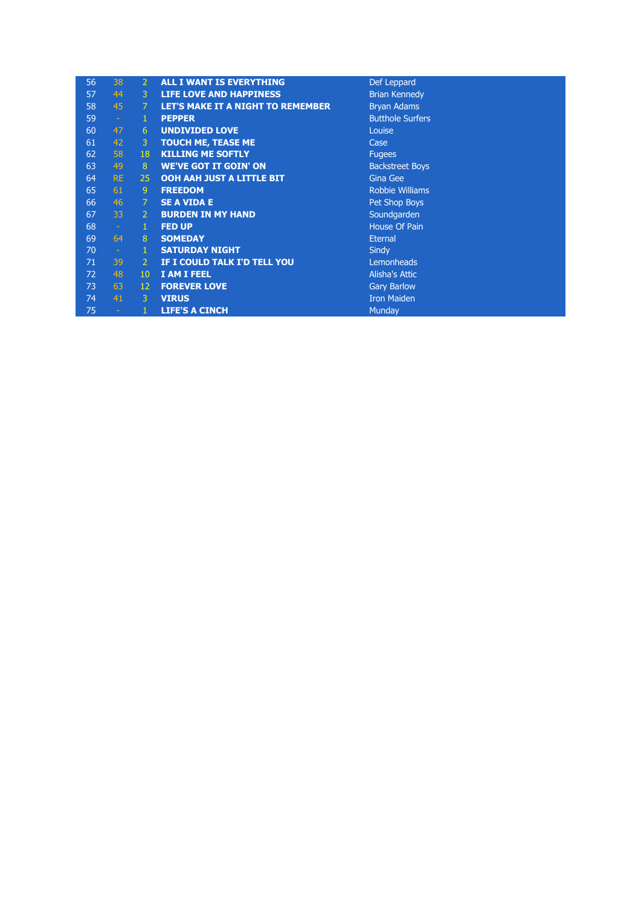| | | | | |
|---|---|---|---|---|
| 56 | 38 | 2 | **ALL I WANT IS EVERYTHING** | Def Leppard |
| 57 | 44 | 3 | **LIFE LOVE AND HAPPINESS** | Brian Kennedy |
| 58 | 45 | 7 | **LET'S MAKE IT A NIGHT TO REMEMBER** | Bryan Adams |
| 59 | - | 1 | **PEPPER** | Butthole Surfers |
| 60 | 47 | 6 | **UNDIVIDED LOVE** | Louise |
| 61 | 42 | 3 | **TOUCH ME, TEASE ME** | Case |
| 62 | 58 | 18 | **KILLING ME SOFTLY** | Fugees |
| 63 | 49 | 8 | **WE'VE GOT IT GOIN' ON** | Backstreet Boys |
| 64 | RE | 25 | **OOH AAH JUST A LITTLE BIT** | Gina Gee |
| 65 | 61 | 9 | **FREEDOM** | Robbie Williams |
| 66 | 46 | 7 | **SE A VIDA E** | Pet Shop Boys |
| 67 | 33 | 2 | **BURDEN IN MY HAND** | Soundgarden |
| 68 | - | 1 | **FED UP** | House Of Pain |
| 69 | 64 | 8 | **SOMEDAY** | Eternal |
| 70 | - | 1 | **SATURDAY NIGHT** | Sindy |
| 71 | 39 | 2 | **IF I COULD TALK I'D TELL YOU** | Lemonheads |
| 72 | 48 | 10 | **I AM I FEEL** | Alisha's Attic |
| 73 | 63 | 12 | **FOREVER LOVE** | Gary Barlow |
| 74 | 41 | 3 | **VIRUS** | Iron Maiden |
| 75 | - | 1 | **LIFE'S A CINCH** | Munday |